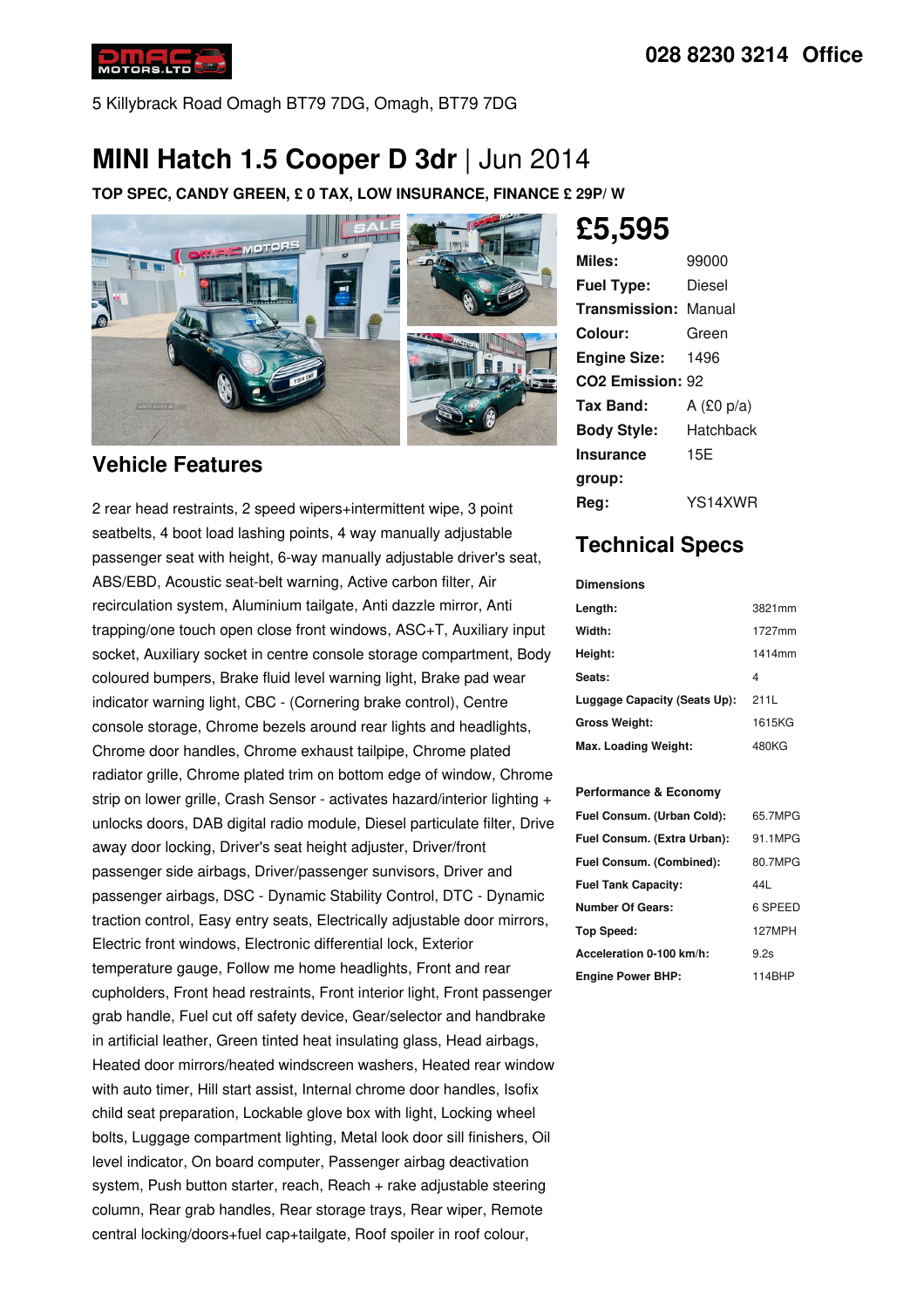**028 8230 3214 Office**

5 Killybrack Road Omagh BT79 7DG, Omagh, BT79 7DG

# MINI Hatch 1.5 Cooper D 3dr | Jun 2014

**TOP SPEC, CANDY GREEN, £ 0 TAX, LOW INSURANCE, FINANCE £ 29P/ W**

## £5,595

| | |
|---|---|
| **Miles:** | 99000 |
| **Fuel Type:** | Diesel |
| **Transmission:** | Manual |
| **Colour:** | Green |
| **Engine Size:** | 1496 |
| **CO2 Emission:** | 92 |
| **Tax Band:** | A (£0 p/a) |
| **Body Style:** | Hatchback |
| **Insurance group:** | 15E |
| **Reg:** | YS14XWR |

## Technical Specs

**Dimensions**

| | |
|---|---|
| **Length:** | 3821mm |
| **Width:** | 1727mm |
| **Height:** | 1414mm |
| **Seats:** | 4 |
| **Luggage Capacity (Seats Up):** | 211L |
| **Gross Weight:** | 1615KG |
| **Max. Loading Weight:** | 480KG |

**Performance & Economy**

| | |
|---|---|
| **Fuel Consum. (Urban Cold):** | 65.7MPG |
| **Fuel Consum. (Extra Urban):** | 91.1MPG |
| **Fuel Consum. (Combined):** | 80.7MPG |
| **Fuel Tank Capacity:** | 44L |
| **Number Of Gears:** | 6 SPEED |
| **Top Speed:** | 127MPH |
| **Acceleration 0-100 km/h:** | 9.2s |
| **Engine Power BHP:** | 114BHP |

## Vehicle Features

2 rear head restraints, 2 speed wipers+intermittent wipe, 3 point seatbelts, 4 boot load lashing points, 4 way manually adjustable passenger seat with height, 6-way manually adjustable driver's seat, ABS/EBD, Acoustic seat-belt warning, Active carbon filter, Air recirculation system, Aluminium tailgate, Anti dazzle mirror, Anti trapping/one touch open close front windows, ASC+T, Auxiliary input socket, Auxiliary socket in centre console storage compartment, Body coloured bumpers, Brake fluid level warning light, Brake pad wear indicator warning light, CBC - (Cornering brake control), Centre console storage, Chrome bezels around rear lights and headlights, Chrome door handles, Chrome exhaust tailpipe, Chrome plated radiator grille, Chrome plated trim on bottom edge of window, Chrome strip on lower grille, Crash Sensor - activates hazard/interior lighting + unlocks doors, DAB digital radio module, Diesel particulate filter, Drive away door locking, Driver's seat height adjuster, Driver/front passenger side airbags, Driver/passenger sunvisors, Driver and passenger airbags, DSC - Dynamic Stability Control, DTC - Dynamic traction control, Easy entry seats, Electrically adjustable door mirrors, Electric front windows, Electronic differential lock, Exterior temperature gauge, Follow me home headlights, Front and rear cupholders, Front head restraints, Front interior light, Front passenger grab handle, Fuel cut off safety device, Gear/selector and handbrake in artificial leather, Green tinted heat insulating glass, Head airbags, Heated door mirrors/heated windscreen washers, Heated rear window with auto timer, Hill start assist, Internal chrome door handles, Isofix child seat preparation, Lockable glove box with light, Locking wheel bolts, Luggage compartment lighting, Metal look door sill finishers, Oil level indicator, On board computer, Passenger airbag deactivation system, Push button starter, reach, Reach + rake adjustable steering column, Rear grab handles, Rear storage trays, Rear wiper, Remote central locking/doors+fuel cap+tailgate, Roof spoiler in roof colour,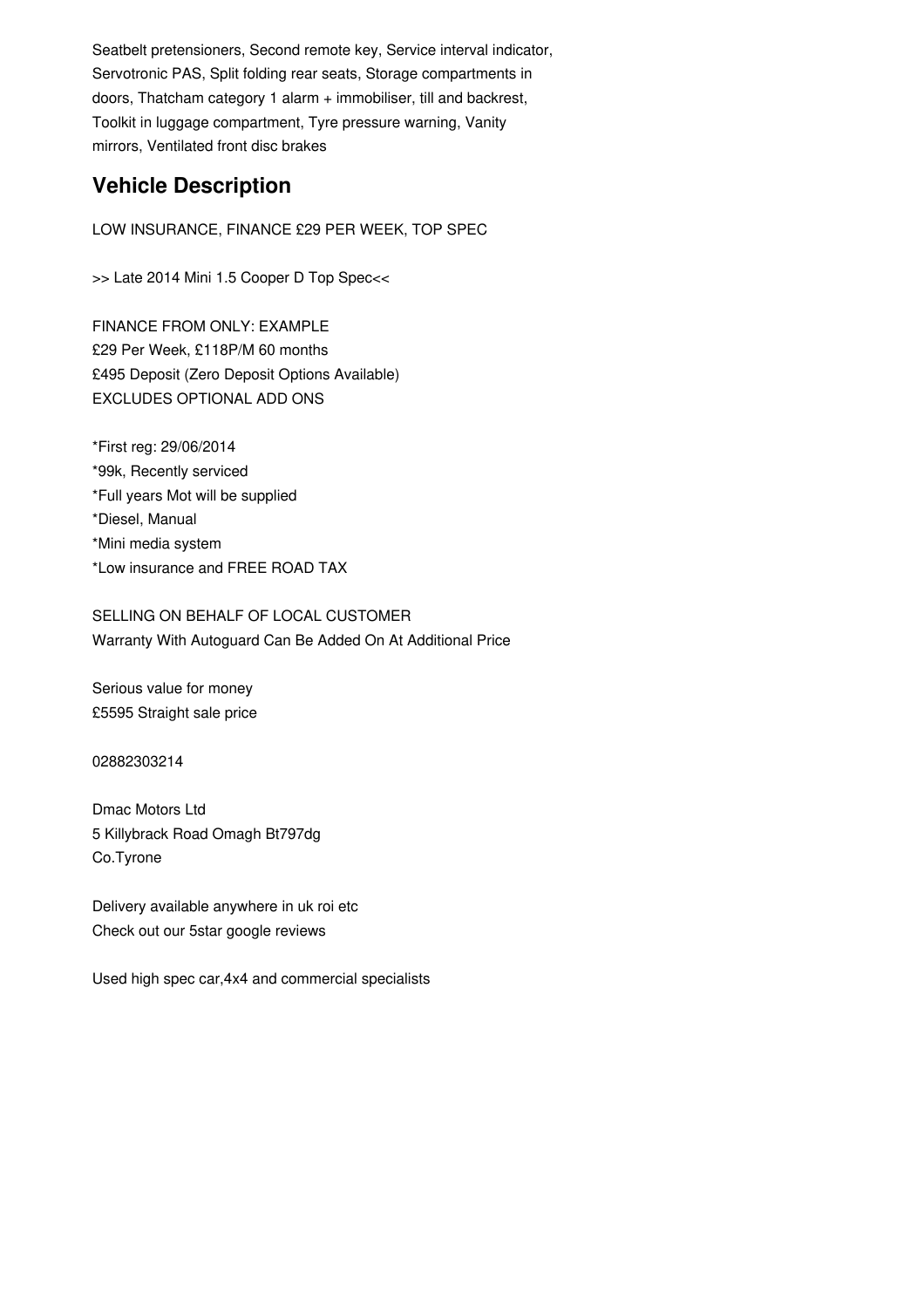Seatbelt pretensioners, Second remote key, Service interval indicator, Servotronic PAS, Split folding rear seats, Storage compartments in doors, Thatcham category 1 alarm + immobiliser, till and backrest, Toolkit in luggage compartment, Tyre pressure warning, Vanity mirrors, Ventilated front disc brakes

## Vehicle Description

LOW INSURANCE, FINANCE £29 PER WEEK, TOP SPEC

>> Late 2014 Mini 1.5 Cooper D Top Spec<<

FINANCE FROM ONLY: EXAMPLE
£29 Per Week, £118P/M 60 months
£495 Deposit (Zero Deposit Options Available)
EXCLUDES OPTIONAL ADD ONS

*First reg: 29/06/2014
*99k, Recently serviced
*Full years Mot will be supplied
*Diesel, Manual
*Mini media system
*Low insurance and FREE ROAD TAX

SELLING ON BEHALF OF LOCAL CUSTOMER
Warranty With Autoguard Can Be Added On At Additional Price

Serious value for money
£5595 Straight sale price

02882303214

Dmac Motors Ltd
5 Killybrack Road Omagh Bt797dg
Co.Tyrone

Delivery available anywhere in uk roi etc
Check out our 5star google reviews

Used high spec car,4x4 and commercial specialists